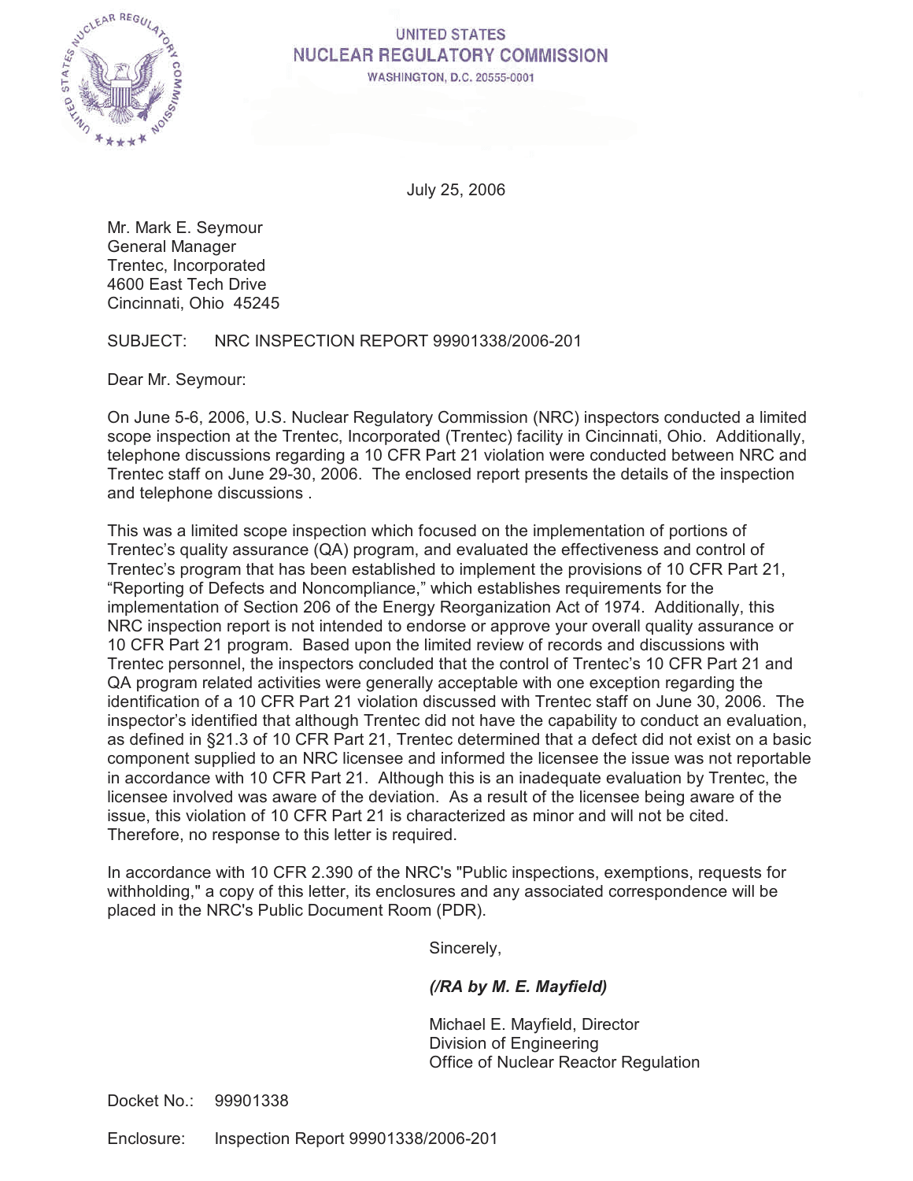UNITED STATES
NUCLEAR REGULATORY COMMISSION
WASHINGTON, D.C. 20555-0001

July 25, 2006

Mr. Mark E. Seymour
General Manager
Trentec, Incorporated
4600 East Tech Drive
Cincinnati, Ohio 45245

SUBJECT: NRC INSPECTION REPORT 99901338/2006-201

Dear Mr. Seymour:

On June 5-6, 2006, U.S. Nuclear Regulatory Commission (NRC) inspectors conducted a limited scope inspection at the Trentec, Incorporated (Trentec) facility in Cincinnati, Ohio. Additionally, telephone discussions regarding a 10 CFR Part 21 violation were conducted between NRC and Trentec staff on June 29-30, 2006. The enclosed report presents the details of the inspection and telephone discussions .

This was a limited scope inspection which focused on the implementation of portions of Trentec's quality assurance (QA) program, and evaluated the effectiveness and control of Trentec's program that has been established to implement the provisions of 10 CFR Part 21, "Reporting of Defects and Noncompliance," which establishes requirements for the implementation of Section 206 of the Energy Reorganization Act of 1974. Additionally, this NRC inspection report is not intended to endorse or approve your overall quality assurance or 10 CFR Part 21 program. Based upon the limited review of records and discussions with Trentec personnel, the inspectors concluded that the control of Trentec's 10 CFR Part 21 and QA program related activities were generally acceptable with one exception regarding the identification of a 10 CFR Part 21 violation discussed with Trentec staff on June 30, 2006. The inspector's identified that although Trentec did not have the capability to conduct an evaluation, as defined in §21.3 of 10 CFR Part 21, Trentec determined that a defect did not exist on a basic component supplied to an NRC licensee and informed the licensee the issue was not reportable in accordance with 10 CFR Part 21. Although this is an inadequate evaluation by Trentec, the licensee involved was aware of the deviation. As a result of the licensee being aware of the issue, this violation of 10 CFR Part 21 is characterized as minor and will not be cited. Therefore, no response to this letter is required.

In accordance with 10 CFR 2.390 of the NRC's "Public inspections, exemptions, requests for withholding," a copy of this letter, its enclosures and any associated correspondence will be placed in the NRC's Public Document Room (PDR).

Sincerely,

*(/RA by M. E. Mayfield)*

Michael E. Mayfield, Director
Division of Engineering
Office of Nuclear Reactor Regulation

Docket No.: 99901338

Enclosure: Inspection Report 99901338/2006-201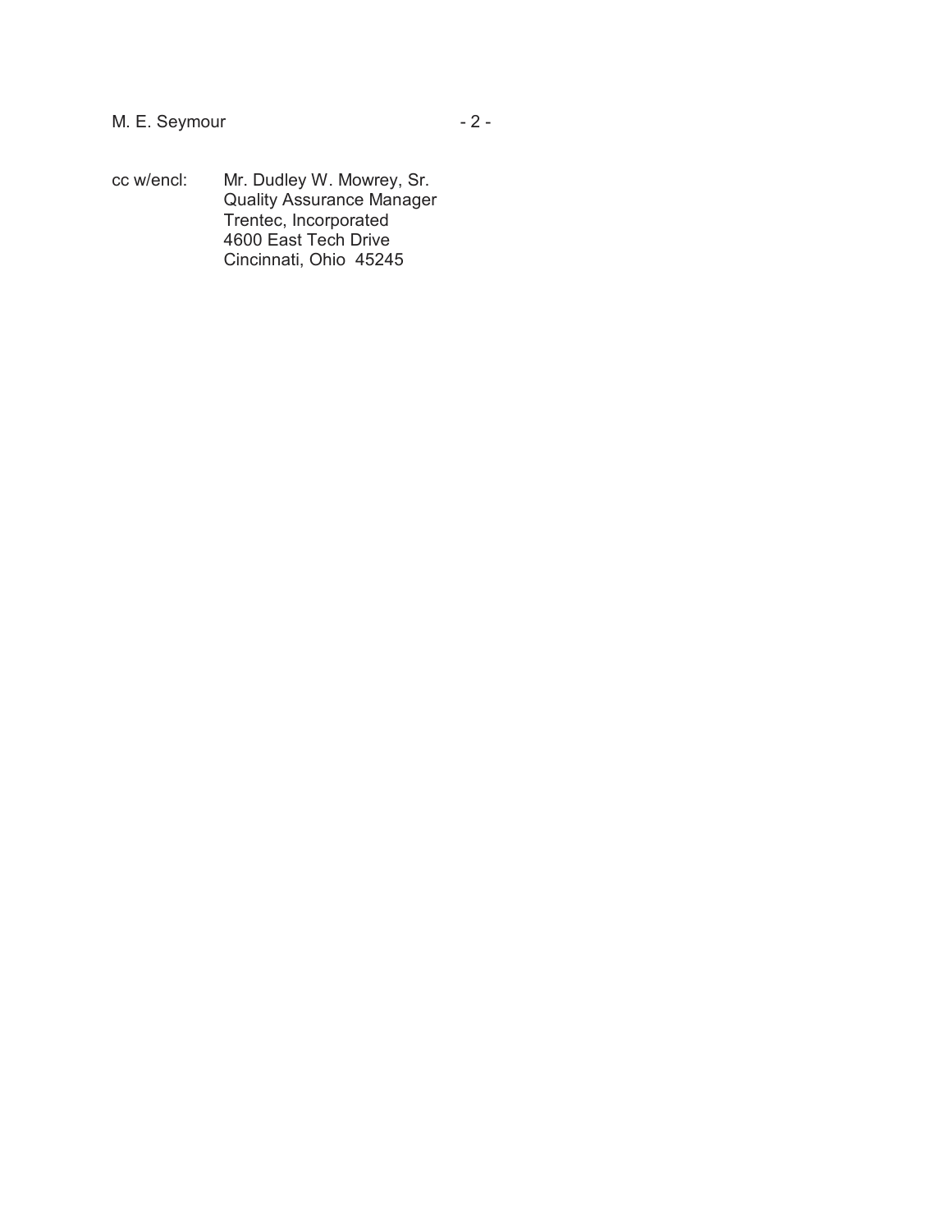cc w/encl: Mr. Dudley W. Mowrey, Sr.  
Quality Assurance Manager  
Trentec, Incorporated  
4600 East Tech Drive  
Cincinnati, Ohio 45245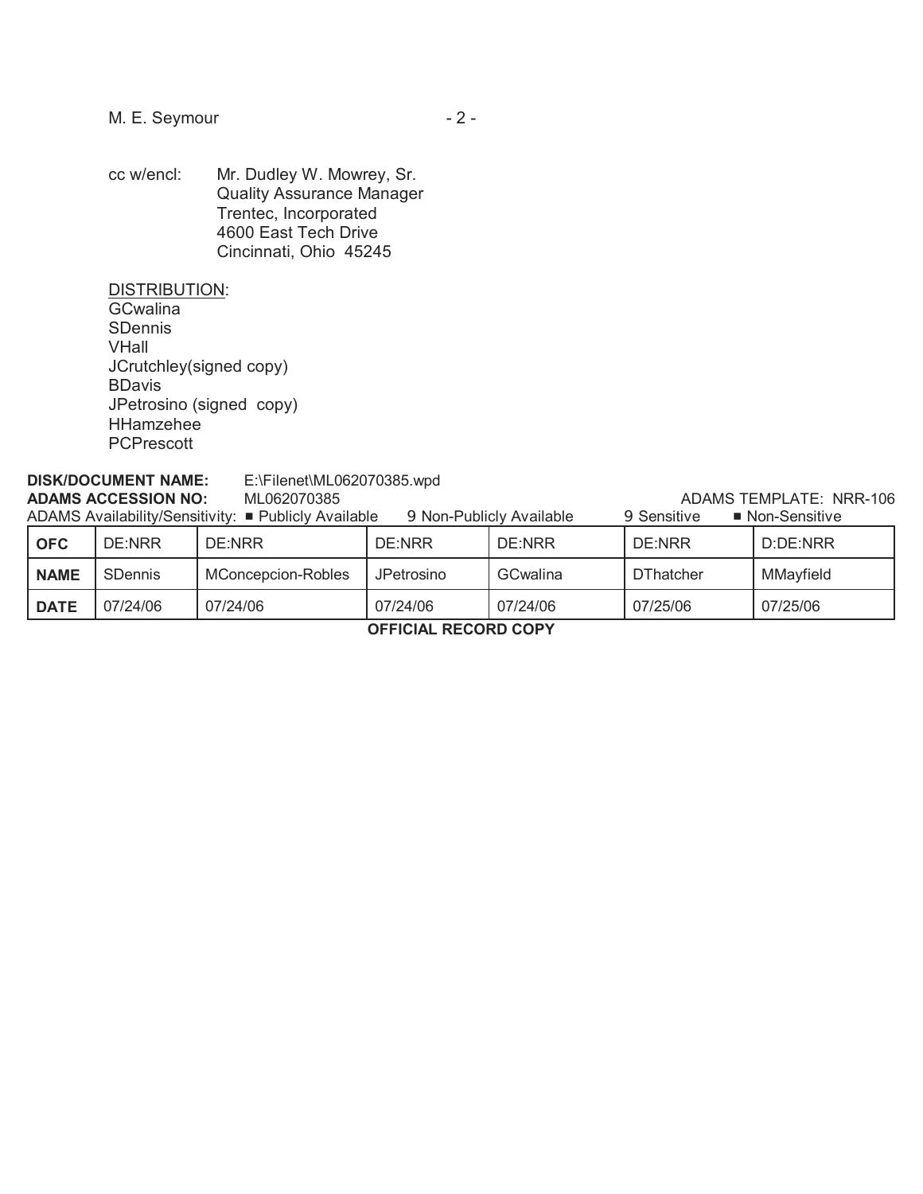cc w/encl: Mr. Dudley W. Mowrey, Sr.
Quality Assurance Manager
Trentec, Incorporated
4600 East Tech Drive
Cincinnati, Ohio 45245

DISTRIBUTION:
GCwalina
SDennis
VHall
JCrutchley(signed copy)
BDavis
JPetrosino (signed copy)
HHamzehee
PCPrescott

**DISK/DOCUMENT NAME:** E:\Filenet\ML062070385.wpd
**ADAMS ACCESSION NO:** ML062070385 ADAMS TEMPLATE: NRR-106
ADAMS Availability/Sensitivity: ■ Publicly Available 9 Non-Publicly Available 9 Sensitive ■ Non-Sensitive

| **OFC** | DE:NRR | DE:NRR | DE:NRR | DE:NRR | DE:NRR | D:DE:NRR |
|---|---|---|---|---|---|---|
| **NAME** | SDennis | MConcepcion-Robles | JPetrosino | GCwalina | DThatcher | MMayfield |
| **DATE** | 07/24/06 | 07/24/06 | 07/24/06 | 07/24/06 | 07/25/06 | 07/25/06 |

**OFFICIAL RECORD COPY**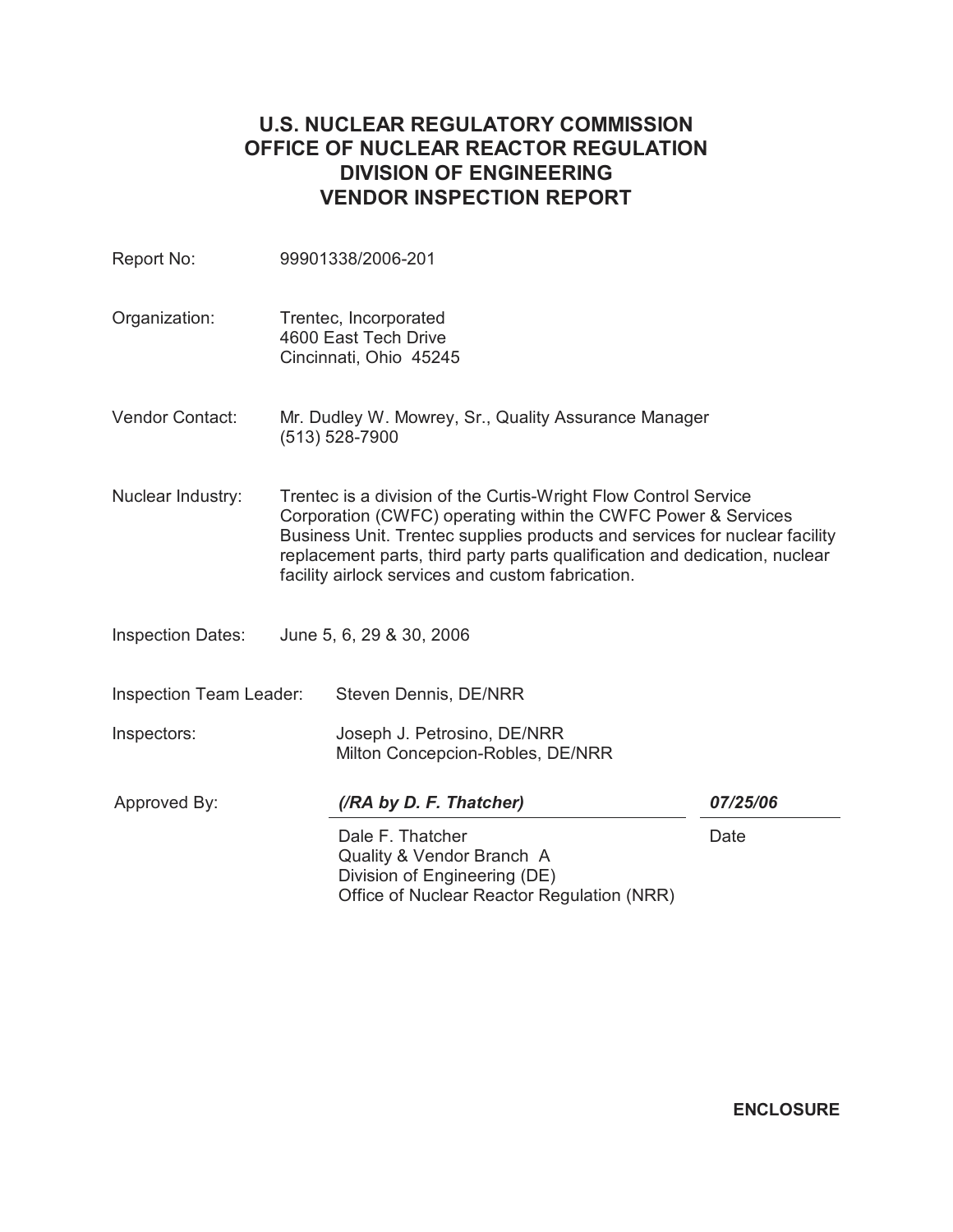# U.S. NUCLEAR REGULATORY COMMISSION
# OFFICE OF NUCLEAR REACTOR REGULATION
# DIVISION OF ENGINEERING
# VENDOR INSPECTION REPORT

Report No: 99901338/2006-201

Organization: Trentec, Incorporated
4600 East Tech Drive
Cincinnati, Ohio 45245

Vendor Contact: Mr. Dudley W. Mowrey, Sr., Quality Assurance Manager
(513) 528-7900

Nuclear Industry: Trentec is a division of the Curtis-Wright Flow Control Service Corporation (CWFC) operating within the CWFC Power & Services Business Unit. Trentec supplies products and services for nuclear facility replacement parts, third party parts qualification and dedication, nuclear facility airlock services and custom fabrication.

Inspection Dates: June 5, 6, 29 & 30, 2006

Inspection Team Leader: Steven Dennis, DE/NRR

Inspectors: Joseph J. Petrosino, DE/NRR
Milton Concepcion-Robles, DE/NRR

Approved By: *(/RA by D. F. Thatcher)* *07/25/06*

Dale F. Thatcher
Quality & Vendor Branch A
Division of Engineering (DE)
Office of Nuclear Reactor Regulation (NRR)

Date

**ENCLOSURE**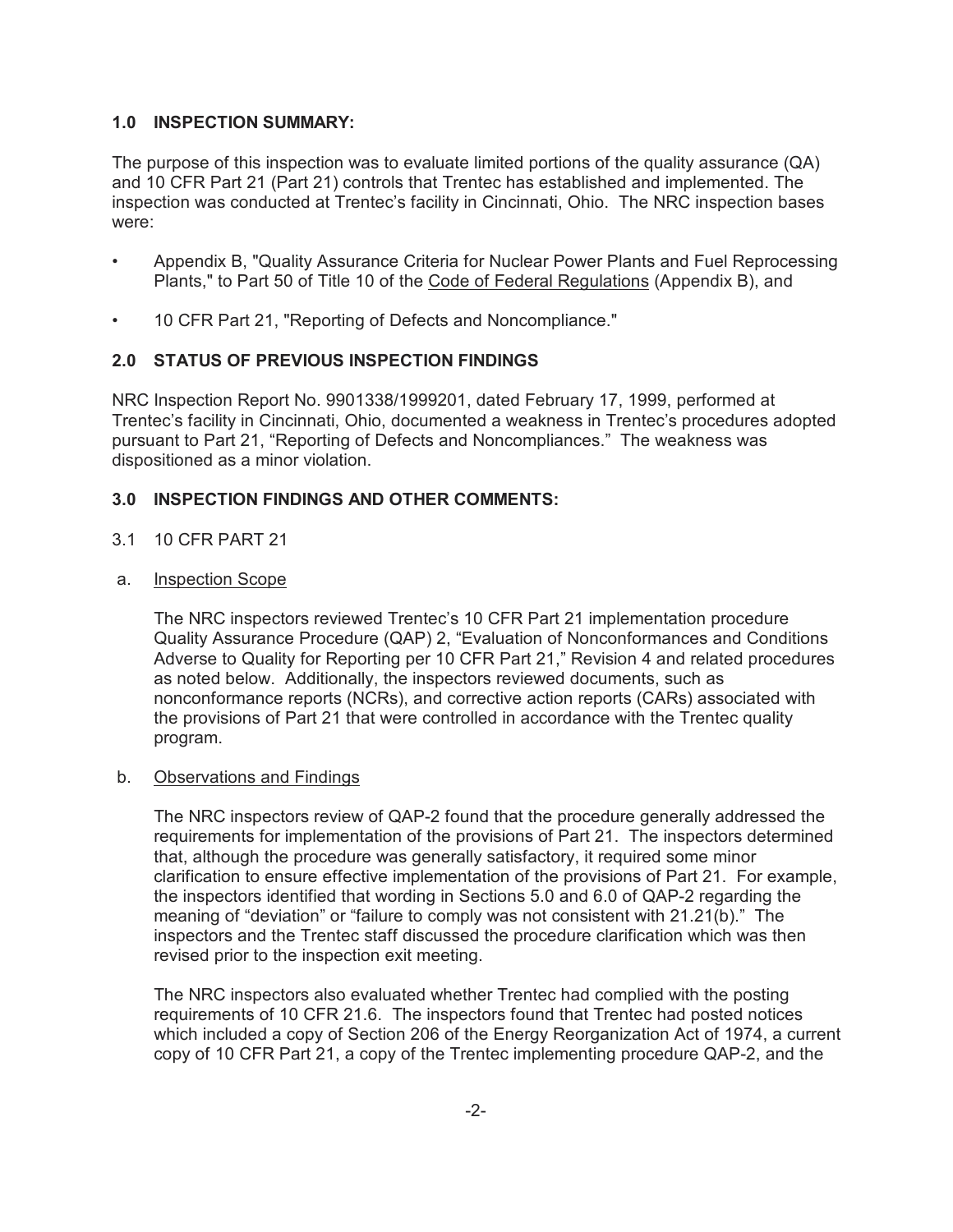## 1.0 INSPECTION SUMMARY:

The purpose of this inspection was to evaluate limited portions of the quality assurance (QA) and 10 CFR Part 21 (Part 21) controls that Trentec has established and implemented. The inspection was conducted at Trentec's facility in Cincinnati, Ohio. The NRC inspection bases were:

- Appendix B, "Quality Assurance Criteria for Nuclear Power Plants and Fuel Reprocessing Plants," to Part 50 of Title 10 of the Code of Federal Regulations (Appendix B), and
- 10 CFR Part 21, "Reporting of Defects and Noncompliance."

## 2.0 STATUS OF PREVIOUS INSPECTION FINDINGS

NRC Inspection Report No. 9901338/1999201, dated February 17, 1999, performed at Trentec's facility in Cincinnati, Ohio, documented a weakness in Trentec's procedures adopted pursuant to Part 21, "Reporting of Defects and Noncompliances." The weakness was dispositioned as a minor violation.

## 3.0 INSPECTION FINDINGS AND OTHER COMMENTS:

### 3.1 10 CFR PART 21

a. Inspection Scope

The NRC inspectors reviewed Trentec's 10 CFR Part 21 implementation procedure Quality Assurance Procedure (QAP) 2, "Evaluation of Nonconformances and Conditions Adverse to Quality for Reporting per 10 CFR Part 21," Revision 4 and related procedures as noted below. Additionally, the inspectors reviewed documents, such as nonconformance reports (NCRs), and corrective action reports (CARs) associated with the provisions of Part 21 that were controlled in accordance with the Trentec quality program.

b. Observations and Findings

The NRC inspectors review of QAP-2 found that the procedure generally addressed the requirements for implementation of the provisions of Part 21. The inspectors determined that, although the procedure was generally satisfactory, it required some minor clarification to ensure effective implementation of the provisions of Part 21. For example, the inspectors identified that wording in Sections 5.0 and 6.0 of QAP-2 regarding the meaning of "deviation" or "failure to comply was not consistent with 21.21(b)." The inspectors and the Trentec staff discussed the procedure clarification which was then revised prior to the inspection exit meeting.

The NRC inspectors also evaluated whether Trentec had complied with the posting requirements of 10 CFR 21.6. The inspectors found that Trentec had posted notices which included a copy of Section 206 of the Energy Reorganization Act of 1974, a current copy of 10 CFR Part 21, a copy of the Trentec implementing procedure QAP-2, and the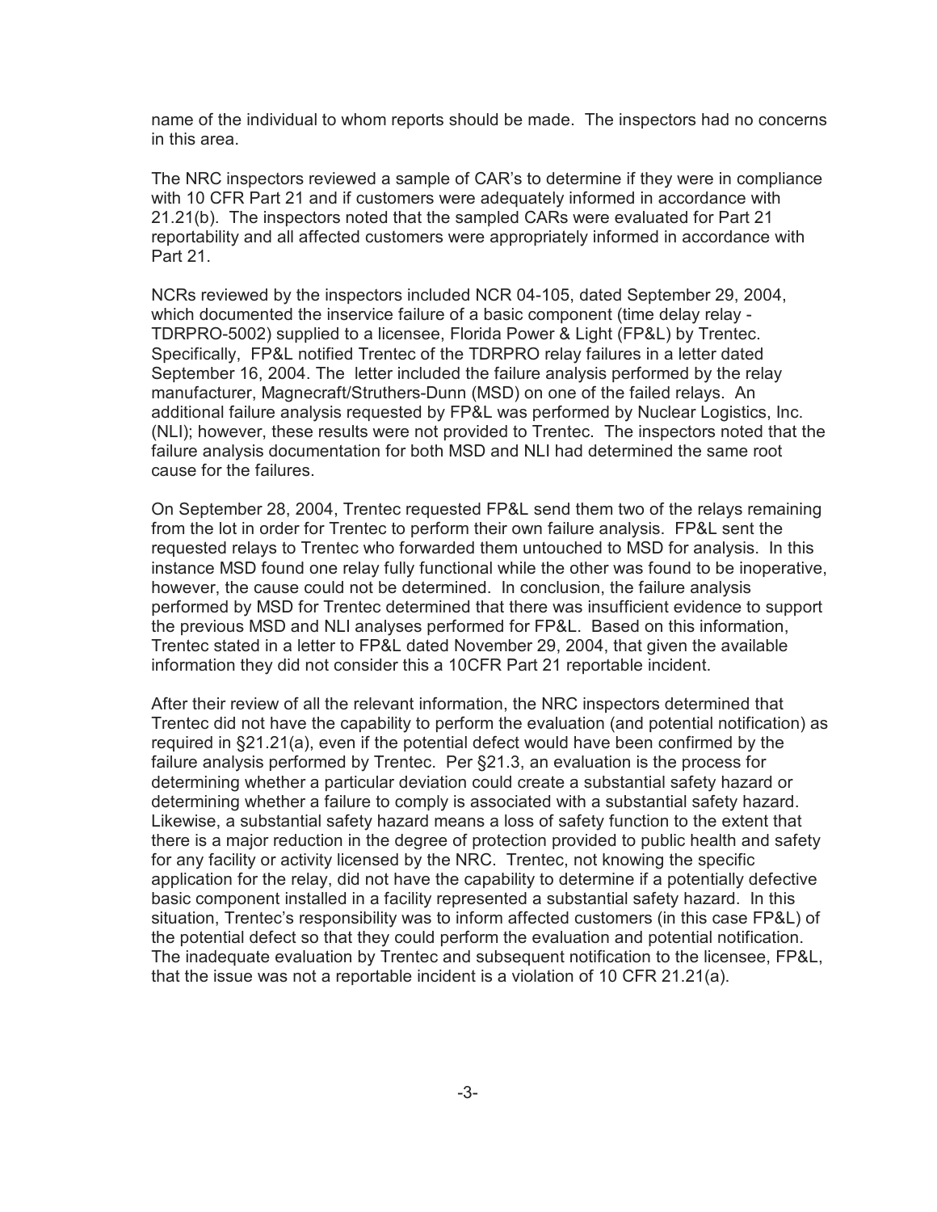name of the individual to whom reports should be made. The inspectors had no concerns in this area.

The NRC inspectors reviewed a sample of CAR's to determine if they were in compliance with 10 CFR Part 21 and if customers were adequately informed in accordance with 21.21(b). The inspectors noted that the sampled CARs were evaluated for Part 21 reportability and all affected customers were appropriately informed in accordance with Part 21.

NCRs reviewed by the inspectors included NCR 04-105, dated September 29, 2004, which documented the inservice failure of a basic component (time delay relay - TDRPRO-5002) supplied to a licensee, Florida Power & Light (FP&L) by Trentec. Specifically, FP&L notified Trentec of the TDRPRO relay failures in a letter dated September 16, 2004. The letter included the failure analysis performed by the relay manufacturer, Magnecraft/Struthers-Dunn (MSD) on one of the failed relays. An additional failure analysis requested by FP&L was performed by Nuclear Logistics, Inc. (NLI); however, these results were not provided to Trentec. The inspectors noted that the failure analysis documentation for both MSD and NLI had determined the same root cause for the failures.

On September 28, 2004, Trentec requested FP&L send them two of the relays remaining from the lot in order for Trentec to perform their own failure analysis. FP&L sent the requested relays to Trentec who forwarded them untouched to MSD for analysis. In this instance MSD found one relay fully functional while the other was found to be inoperative, however, the cause could not be determined. In conclusion, the failure analysis performed by MSD for Trentec determined that there was insufficient evidence to support the previous MSD and NLI analyses performed for FP&L. Based on this information, Trentec stated in a letter to FP&L dated November 29, 2004, that given the available information they did not consider this a 10CFR Part 21 reportable incident.

After their review of all the relevant information, the NRC inspectors determined that Trentec did not have the capability to perform the evaluation (and potential notification) as required in §21.21(a), even if the potential defect would have been confirmed by the failure analysis performed by Trentec. Per §21.3, an evaluation is the process for determining whether a particular deviation could create a substantial safety hazard or determining whether a failure to comply is associated with a substantial safety hazard. Likewise, a substantial safety hazard means a loss of safety function to the extent that there is a major reduction in the degree of protection provided to public health and safety for any facility or activity licensed by the NRC. Trentec, not knowing the specific application for the relay, did not have the capability to determine if a potentially defective basic component installed in a facility represented a substantial safety hazard. In this situation, Trentec's responsibility was to inform affected customers (in this case FP&L) of the potential defect so that they could perform the evaluation and potential notification. The inadequate evaluation by Trentec and subsequent notification to the licensee, FP&L, that the issue was not a reportable incident is a violation of 10 CFR 21.21(a).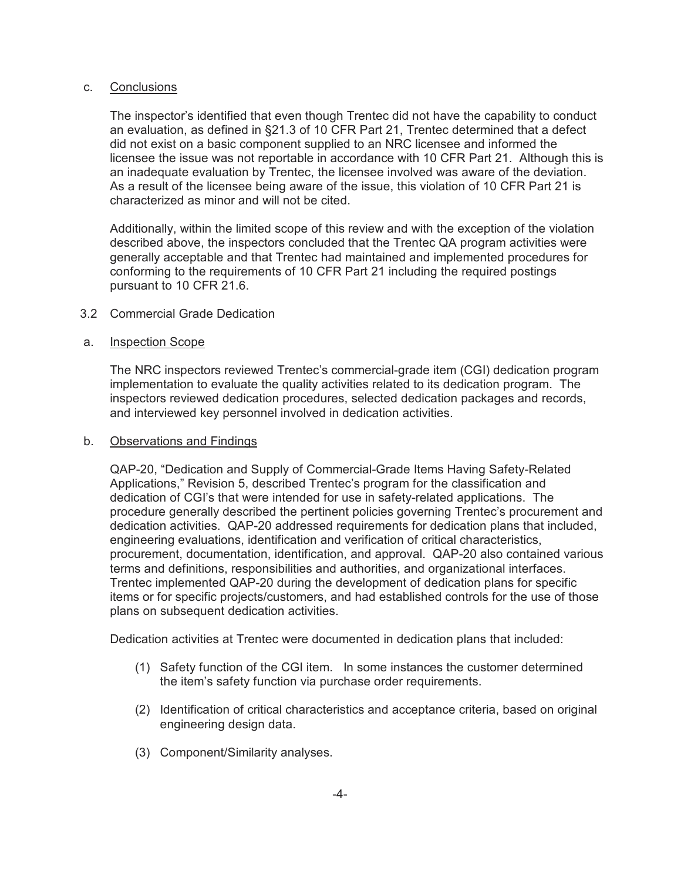c. Conclusions

The inspector's identified that even though Trentec did not have the capability to conduct an evaluation, as defined in §21.3 of 10 CFR Part 21, Trentec determined that a defect did not exist on a basic component supplied to an NRC licensee and informed the licensee the issue was not reportable in accordance with 10 CFR Part 21. Although this is an inadequate evaluation by Trentec, the licensee involved was aware of the deviation. As a result of the licensee being aware of the issue, this violation of 10 CFR Part 21 is characterized as minor and will not be cited.

Additionally, within the limited scope of this review and with the exception of the violation described above, the inspectors concluded that the Trentec QA program activities were generally acceptable and that Trentec had maintained and implemented procedures for conforming to the requirements of 10 CFR Part 21 including the required postings pursuant to 10 CFR 21.6.

3.2 Commercial Grade Dedication

a. Inspection Scope

The NRC inspectors reviewed Trentec's commercial-grade item (CGI) dedication program implementation to evaluate the quality activities related to its dedication program. The inspectors reviewed dedication procedures, selected dedication packages and records, and interviewed key personnel involved in dedication activities.

b. Observations and Findings

QAP-20, "Dedication and Supply of Commercial-Grade Items Having Safety-Related Applications," Revision 5, described Trentec's program for the classification and dedication of CGI's that were intended for use in safety-related applications. The procedure generally described the pertinent policies governing Trentec's procurement and dedication activities. QAP-20 addressed requirements for dedication plans that included, engineering evaluations, identification and verification of critical characteristics, procurement, documentation, identification, and approval. QAP-20 also contained various terms and definitions, responsibilities and authorities, and organizational interfaces. Trentec implemented QAP-20 during the development of dedication plans for specific items or for specific projects/customers, and had established controls for the use of those plans on subsequent dedication activities.

Dedication activities at Trentec were documented in dedication plans that included:

(1) Safety function of the CGI item. In some instances the customer determined the item's safety function via purchase order requirements.

(2) Identification of critical characteristics and acceptance criteria, based on original engineering design data.

(3) Component/Similarity analyses.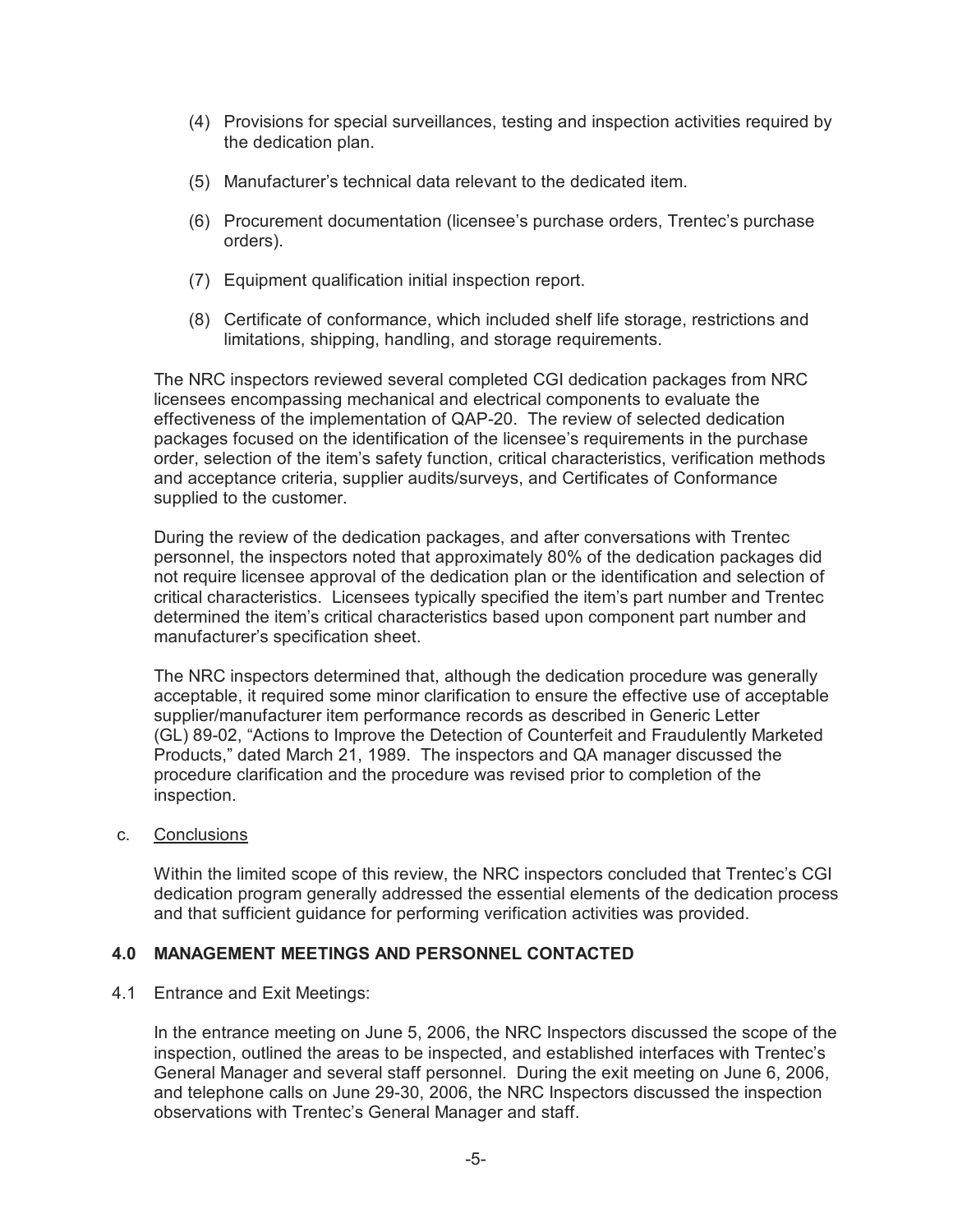(4) Provisions for special surveillances, testing and inspection activities required by the dedication plan.

(5) Manufacturer's technical data relevant to the dedicated item.

(6) Procurement documentation (licensee's purchase orders, Trentec's purchase orders).

(7) Equipment qualification initial inspection report.

(8) Certificate of conformance, which included shelf life storage, restrictions and limitations, shipping, handling, and storage requirements.

The NRC inspectors reviewed several completed CGI dedication packages from NRC licensees encompassing mechanical and electrical components to evaluate the effectiveness of the implementation of QAP-20. The review of selected dedication packages focused on the identification of the licensee's requirements in the purchase order, selection of the item's safety function, critical characteristics, verification methods and acceptance criteria, supplier audits/surveys, and Certificates of Conformance supplied to the customer.

During the review of the dedication packages, and after conversations with Trentec personnel, the inspectors noted that approximately 80% of the dedication packages did not require licensee approval of the dedication plan or the identification and selection of critical characteristics. Licensees typically specified the item's part number and Trentec determined the item's critical characteristics based upon component part number and manufacturer's specification sheet.

The NRC inspectors determined that, although the dedication procedure was generally acceptable, it required some minor clarification to ensure the effective use of acceptable supplier/manufacturer item performance records as described in Generic Letter (GL) 89-02, "Actions to Improve the Detection of Counterfeit and Fraudulently Marketed Products," dated March 21, 1989. The inspectors and QA manager discussed the procedure clarification and the procedure was revised prior to completion of the inspection.

c. Conclusions

Within the limited scope of this review, the NRC inspectors concluded that Trentec's CGI dedication program generally addressed the essential elements of the dedication process and that sufficient guidance for performing verification activities was provided.

## 4.0 MANAGEMENT MEETINGS AND PERSONNEL CONTACTED

4.1 Entrance and Exit Meetings:

In the entrance meeting on June 5, 2006, the NRC Inspectors discussed the scope of the inspection, outlined the areas to be inspected, and established interfaces with Trentec's General Manager and several staff personnel. During the exit meeting on June 6, 2006, and telephone calls on June 29-30, 2006, the NRC Inspectors discussed the inspection observations with Trentec's General Manager and staff.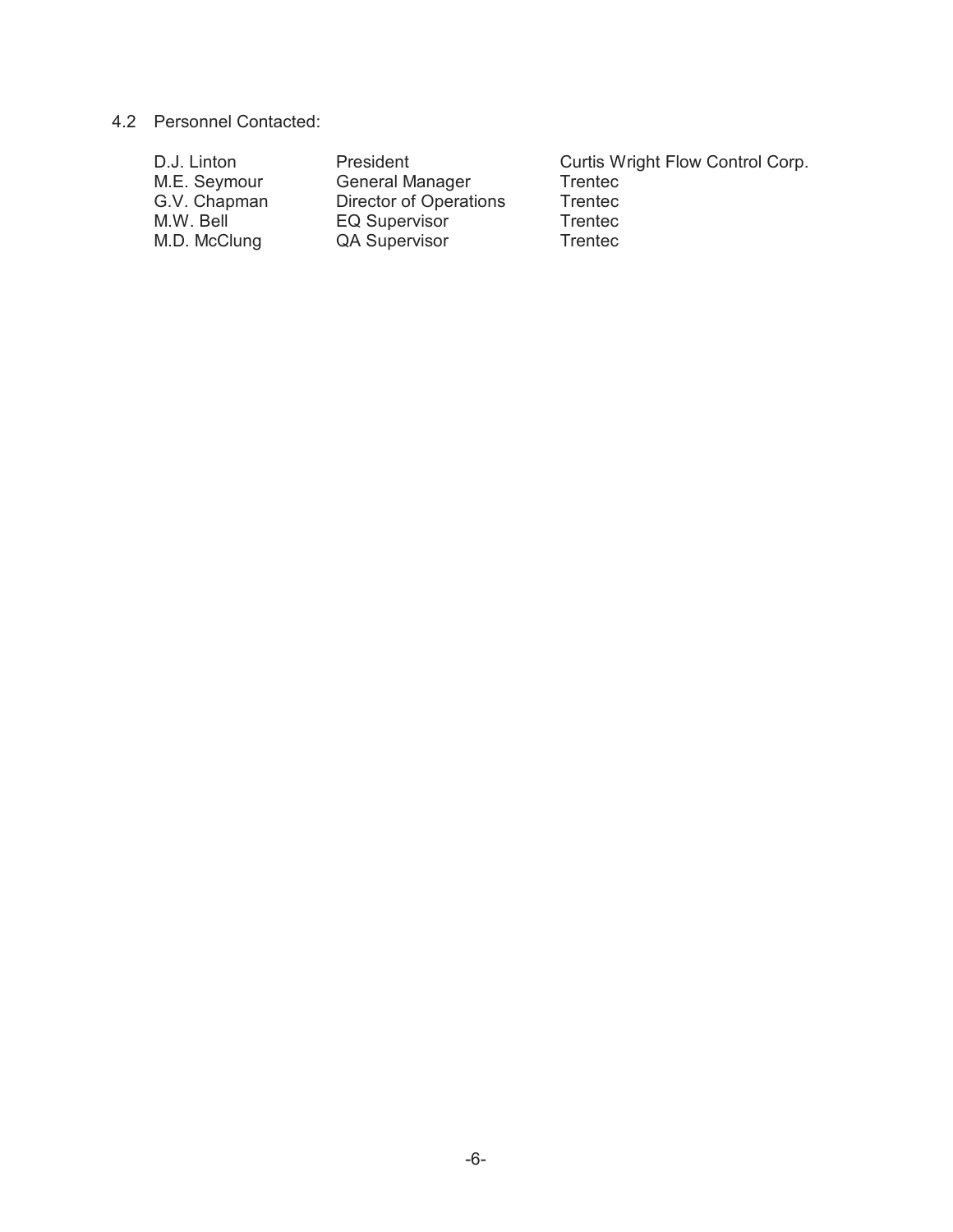4.2 Personnel Contacted:

| | | |
|---|---|---|
| D.J. Linton | President | Curtis Wright Flow Control Corp. |
| M.E. Seymour | General Manager | Trentec |
| G.V. Chapman | Director of Operations | Trentec |
| M.W. Bell | EQ Supervisor | Trentec |
| M.D. McClung | QA Supervisor | Trentec |